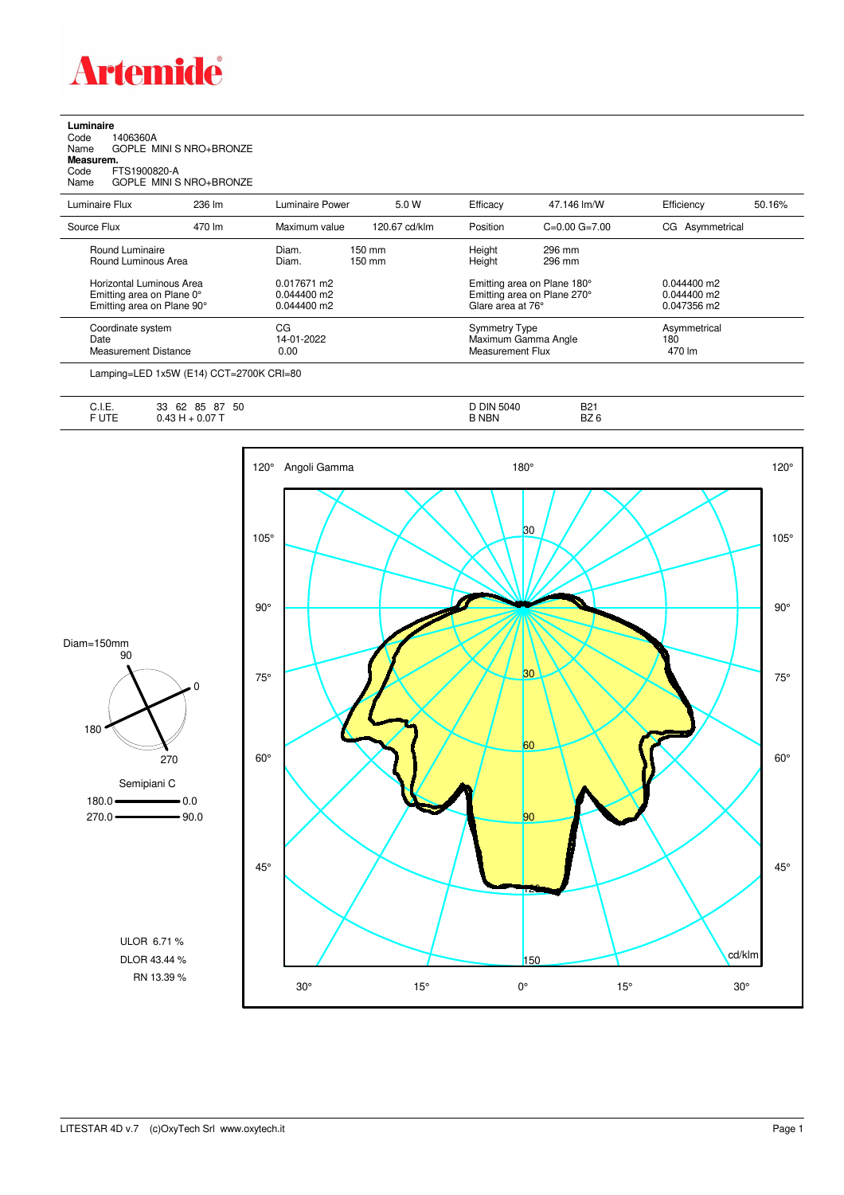# Artemide

**Luminaire**
Code 1406360A
Name GOPLE MINI S NRO+BRONZE
**Measurem.**
Code FTS1900820-A
Name GOPLE MINI S NRO+BRONZE

| Luminaire Flux | 236 lm | Luminaire Power | 5.0 W | Efficacy | 47.146 lm/W | Efficiency | 50.16% |
|---|---|---|---|---|---|---|---|
| Source Flux | 470 lm | Maximum value | 120.67 cd/klm | Position | C=0.00 G=7.00 | CG Asymmetrical | |

| | | | |
|---|---|---|---|
| Round Luminaire | Diam. 150 mm | Height 296 mm | |
| Round Luminous Area | Diam. 150 mm | Height 296 mm | |
| Horizontal Luminous Area | 0.017671 m2 | Emitting area on Plane 180° | 0.044400 m2 |
| Emitting area on Plane 0° | 0.044400 m2 | Emitting area on Plane 270° | 0.044400 m2 |
| Emitting area on Plane 90° | 0.044400 m2 | Glare area at 76° | 0.047356 m2 |
| Coordinate system | CG | Symmetry Type | Asymmetrical |
| Date | 14-01-2022 | Maximum Gamma Angle | 180 |
| Measurement Distance | 0.00 | Measurement Flux | 470 lm |

Lamping=LED 1x5W (E14) CCT=2700K CRI=80

| | | | |
|---|---|---|---|
| C.I.E. | 33 62 85 87 50 | D DIN 5040 | B21 |
| F UTE | 0.43 H + 0.07 T | B NBN | BZ 6 |

Diam=150mm

Semipiani C
180.0 — 0.0
270.0 — 90.0

ULOR 6.71 %
DLOR 43.44 %
RN 13.39 %

Angoli Gamma — cd/klm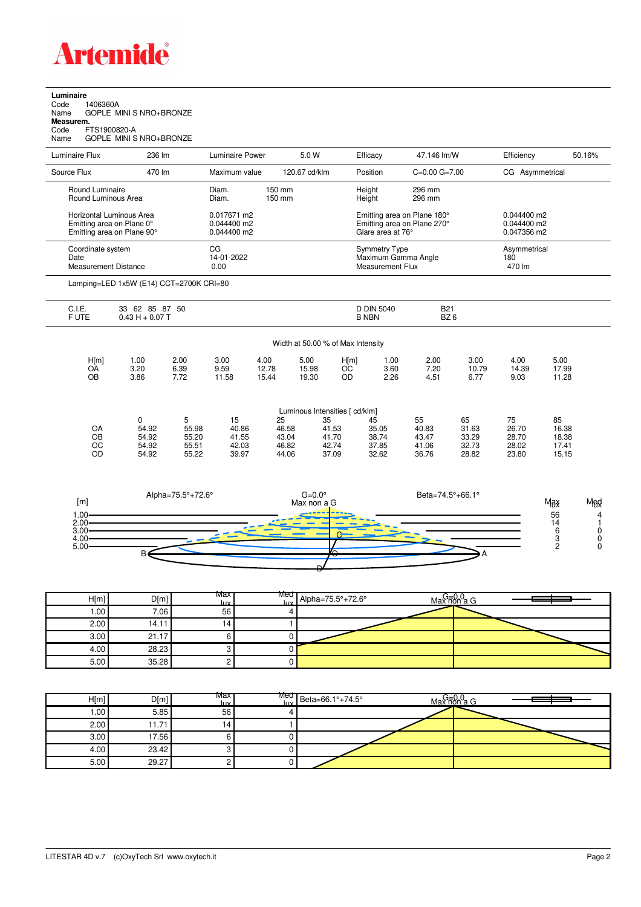**Luminaire**

Code 1406360A

Name GOPLE MINI S NRO+BRONZE

**Measurem.**

Code FTS1900820-A

Name GOPLE MINI S NRO+BRONZE

| | | | | | | | |
|---|---|---|---|---|---|---|---|
| Luminaire Flux | 236 lm | Luminaire Power | 5.0 W | Efficacy | 47.146 lm/W | Efficiency | 50.16% |
| Source Flux | 470 lm | Maximum value | 120.67 cd/klm | Position | C=0.00 G=7.00 | CG | Asymmetrical |

| | | | | | |
|---|---|---|---|---|---|
| Round Luminaire | Diam. | 150 mm | Height | 296 mm | |
| Round Luminous Area | Diam. | 150 mm | Height | 296 mm | |
| Horizontal Luminous Area | 0.017671 m2 | | Emitting area on Plane 180° | | 0.044400 m2 |
| Emitting area on Plane 0° | 0.044400 m2 | | Emitting area on Plane 270° | | 0.044400 m2 |
| Emitting area on Plane 90° | 0.044400 m2 | | Glare area at 76° | | 0.047356 m2 |

| | | | |
|---|---|---|---|
| Coordinate system | CG | Symmetry Type | Asymmetrical |
| Date | 14-01-2022 | Maximum Gamma Angle | 180 |
| Measurement Distance | 0.00 | Measurement Flux | 470 lm |

Lamping=LED 1x5W (E14) CCT=2700K CRI=80

| | | | |
|---|---|---|---|
| C.I.E. | 33 62 85 87 50 | D DIN 5040 | B21 |
| F UTE | 0.43 H + 0.07 T | B NBN | BZ 6 |

Width at 50.00 % of Max Intensity

| H[m] | 1.00 | 2.00 | 3.00 | 4.00 | 5.00 | H[m] | 1.00 | 2.00 | 3.00 | 4.00 | 5.00 |
|---|---|---|---|---|---|---|---|---|---|---|---|
| OA | 3.20 | 6.39 | 9.59 | 12.78 | 15.98 | OC | 3.60 | 7.20 | 10.79 | 14.39 | 17.99 |
| OB | 3.86 | 7.72 | 11.58 | 15.44 | 19.30 | OD | 2.26 | 4.51 | 6.77 | 9.03 | 11.28 |

Luminous Intensities [ cd/klm]

| | 0 | 5 | 15 | 25 | 35 | 45 | 55 | 65 | 75 | 85 |
|---|---|---|---|---|---|---|---|---|---|---|
| OA | 54.92 | 55.98 | 40.86 | 46.58 | 41.53 | 35.05 | 40.83 | 31.63 | 26.70 | 16.38 |
| OB | 54.92 | 55.20 | 41.55 | 43.04 | 41.70 | 38.74 | 43.47 | 33.29 | 28.70 | 18.38 |
| OC | 54.92 | 55.51 | 42.03 | 46.82 | 42.74 | 37.85 | 41.06 | 32.73 | 28.02 | 17.41 |
| OD | 54.92 | 55.22 | 39.97 | 44.06 | 37.09 | 32.62 | 36.76 | 28.82 | 23.80 | 15.15 |

[m]
Alpha=75.5°+72.6°
G=0.0°
Max non a G
Beta=74.5°+66.1°
1.00
2.00
3.00
4.00
5.00
B C D A

| Max lux | Med lux |
|---|---|
| 56 | 4 |
| 14 | 1 |
| 6 | 0 |
| 3 | 0 |
| 2 | 0 |

| H[m] | D[m] | Max lux | Med lux | Alpha=75.5°+72.6° |
|---|---|---|---|---|
| 1.00 | 7.06 | 56 | 4 | |
| 2.00 | 14.11 | 14 | 1 | |
| 3.00 | 21.17 | 6 | 0 | |
| 4.00 | 28.23 | 3 | 0 | |
| 5.00 | 35.28 | 2 | 0 | |

G=0.0
Max non a G

| H[m] | D[m] | Max lux | Med lux | Beta=66.1°+74.5° |
|---|---|---|---|---|
| 1.00 | 5.85 | 56 | 4 | |
| 2.00 | 11.71 | 14 | 1 | |
| 3.00 | 17.56 | 6 | 0 | |
| 4.00 | 23.42 | 3 | 0 | |
| 5.00 | 29.27 | 2 | 0 | |

G=0.0
Max non a G

LITESTAR 4D v.7 (c)OxyTech Srl www.oxytech.it